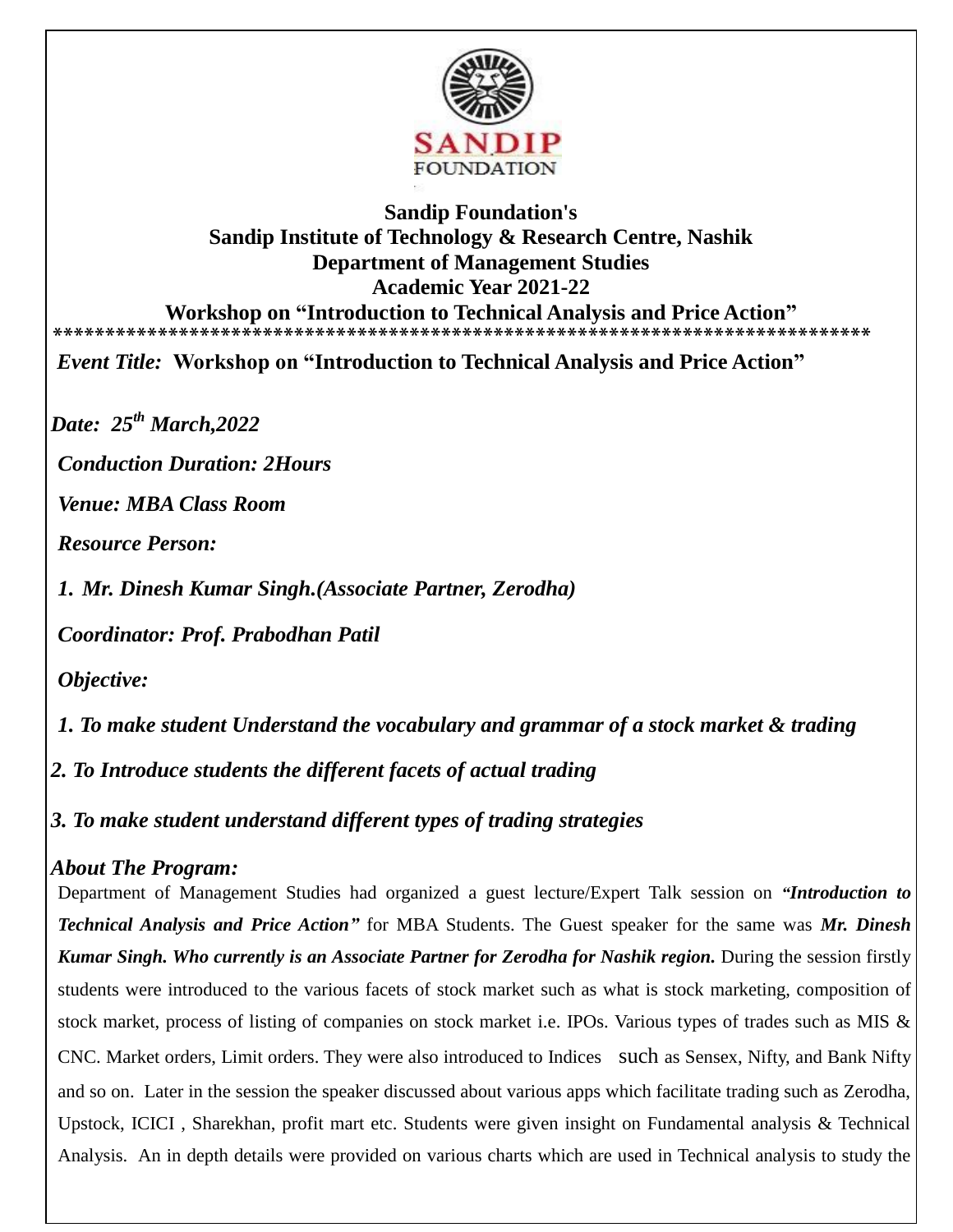**Sandip Foundation's**
**Sandip Institute of Technology & Research Centre, Nashik**
**Department of Management Studies**
**Academic Year 2021-22**
**Workshop on "Introduction to Technical Analysis and Price Action"**

********************************************************************************

*Event Title:* **Workshop on "Introduction to Technical Analysis and Price Action"**

***Date: 25th March,2022***

***Conduction Duration: 2Hours***

***Venue: MBA Class Room***

***Resource Person:***

1. ***Mr. Dinesh Kumar Singh.(Associate Partner, Zerodha)***

***Coordinator: Prof. Prabodhan Patil***

***Objective:***

1. ***To make student Understand the vocabulary and grammar of a stock market & trading***
2. ***To Introduce students the different facets of actual trading***
3. ***To make student understand different types of trading strategies***

***About The Program:***

Department of Management Studies had organized a guest lecture/Expert Talk session on ***"Introduction to Technical Analysis and Price Action"*** for MBA Students. The Guest speaker for the same was ***Mr. Dinesh Kumar Singh. Who currently is an Associate Partner for Zerodha for Nashik region.*** During the session firstly students were introduced to the various facets of stock market such as what is stock marketing, composition of stock market, process of listing of companies on stock market i.e. IPOs. Various types of trades such as MIS & CNC. Market orders, Limit orders. They were also introduced to Indices such as Sensex, Nifty, and Bank Nifty and so on. Later in the session the speaker discussed about various apps which facilitate trading such as Zerodha, Upstock, ICICI , Sharekhan, profit mart etc. Students were given insight on Fundamental analysis & Technical Analysis. An in depth details were provided on various charts which are used in Technical analysis to study the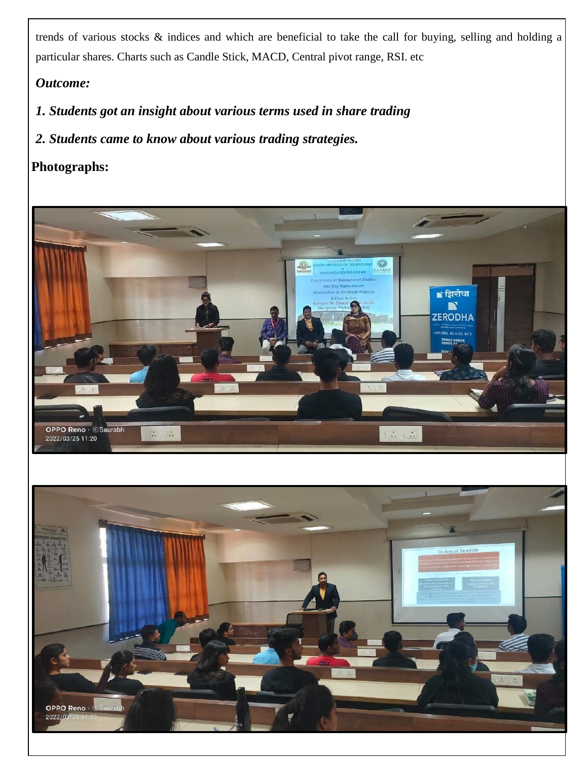trends of various stocks & indices and which are beneficial to take the call for buying, selling and holding a particular shares. Charts such as Candle Stick, MACD, Central pivot range, RSI. etc

***Outcome:***

***1. Students got an insight about various terms used in share trading***

***2. Students came to know about various trading strategies.***

**Photographs:**